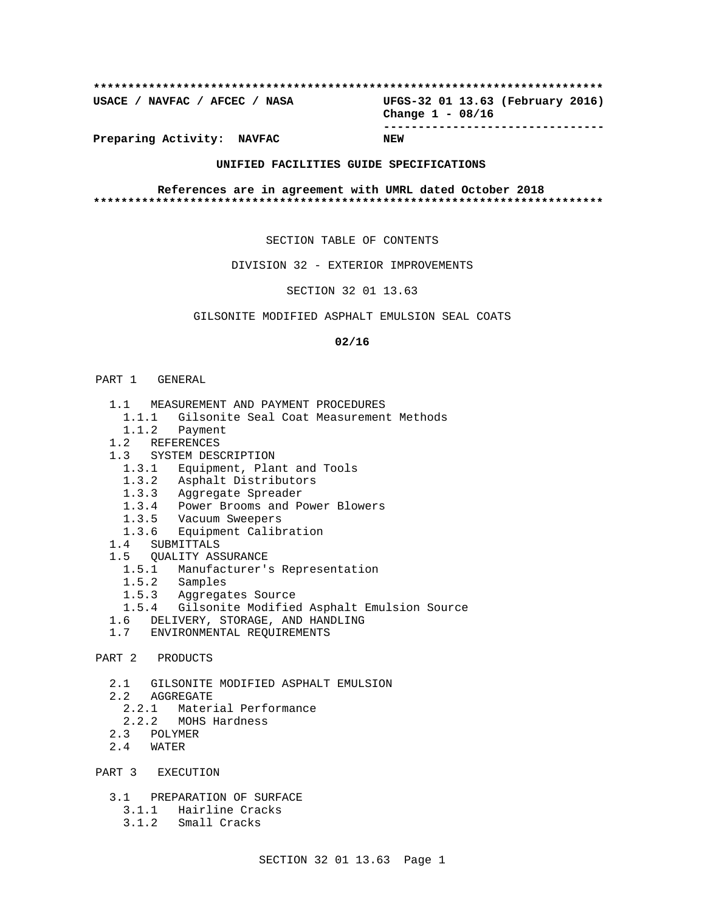**************************************************************************

**USACE / NAVFAC / AFCEC / NASA** **UFGS-32 01 13.63 (February 2016)**
**Change 1 - 08/16**

**Preparing Activity: NAVFAC** **NEW**

**UNIFIED FACILITIES GUIDE SPECIFICATIONS**

**References are in agreement with UMRL dated October 2018**

**************************************************************************

SECTION TABLE OF CONTENTS

DIVISION 32 - EXTERIOR IMPROVEMENTS

SECTION 32 01 13.63

GILSONITE MODIFIED ASPHALT EMULSION SEAL COATS

**02/16**

PART 1 GENERAL

- 1.1 MEASUREMENT AND PAYMENT PROCEDURES
  - 1.1.1 Gilsonite Seal Coat Measurement Methods
  - 1.1.2 Payment
- 1.2 REFERENCES
- 1.3 SYSTEM DESCRIPTION
  - 1.3.1 Equipment, Plant and Tools
  - 1.3.2 Asphalt Distributors
  - 1.3.3 Aggregate Spreader
  - 1.3.4 Power Brooms and Power Blowers
  - 1.3.5 Vacuum Sweepers
  - 1.3.6 Equipment Calibration
- 1.4 SUBMITTALS
- 1.5 QUALITY ASSURANCE
  - 1.5.1 Manufacturer's Representation
  - 1.5.2 Samples
  - 1.5.3 Aggregates Source
  - 1.5.4 Gilsonite Modified Asphalt Emulsion Source
- 1.6 DELIVERY, STORAGE, AND HANDLING
- 1.7 ENVIRONMENTAL REQUIREMENTS

PART 2 PRODUCTS

- 2.1 GILSONITE MODIFIED ASPHALT EMULSION
- 2.2 AGGREGATE
  - 2.2.1 Material Performance
  - 2.2.2 MOHS Hardness
- 2.3 POLYMER
- 2.4 WATER

PART 3 EXECUTION

- 3.1 PREPARATION OF SURFACE
  - 3.1.1 Hairline Cracks
  - 3.1.2 Small Cracks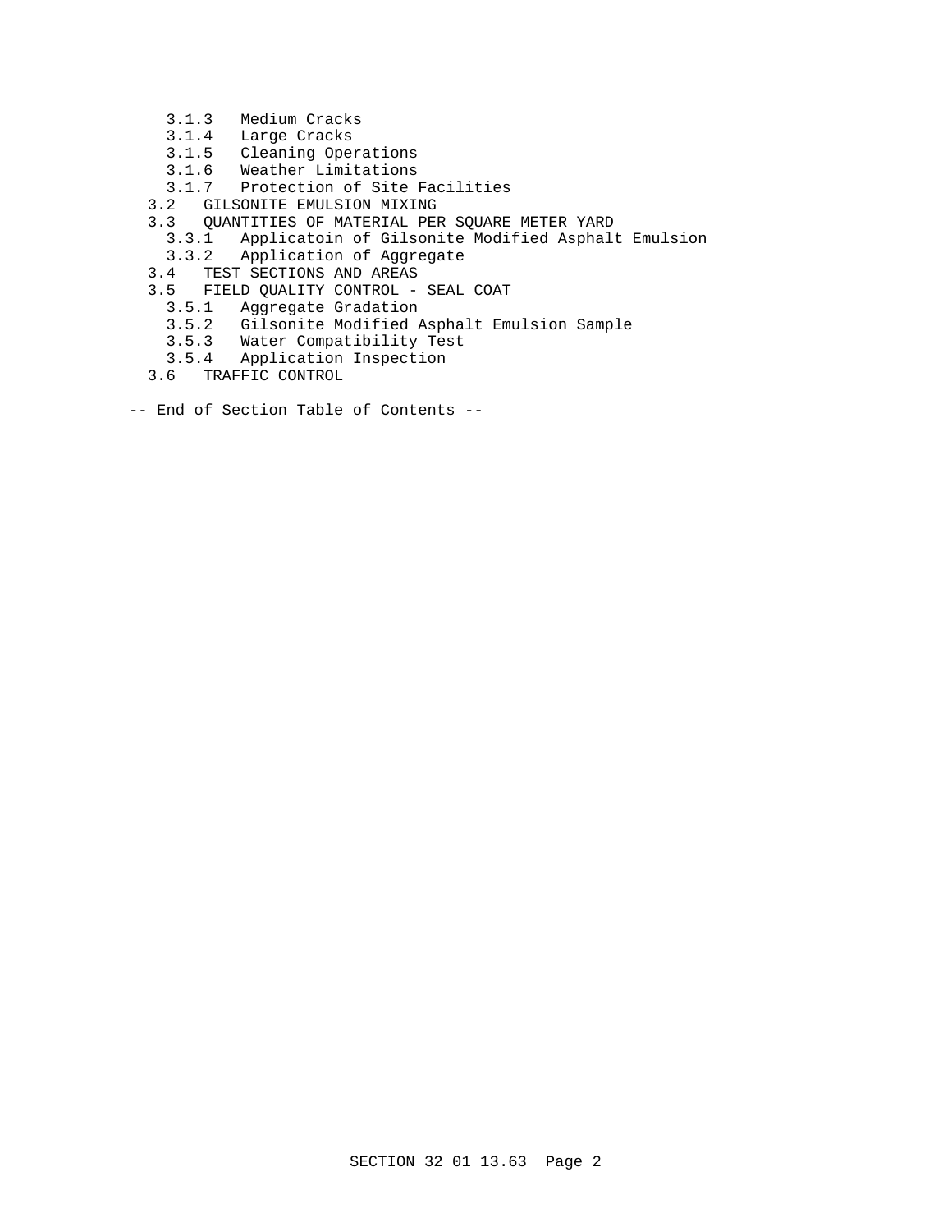3.1.3 Medium Cracks
3.1.4 Large Cracks
3.1.5 Cleaning Operations
3.1.6 Weather Limitations
3.1.7 Protection of Site Facilities
3.2 GILSONITE EMULSION MIXING
3.3 QUANTITIES OF MATERIAL PER SQUARE METER YARD
3.3.1 Applicatoin of Gilsonite Modified Asphalt Emulsion
3.3.2 Application of Aggregate
3.4 TEST SECTIONS AND AREAS
3.5 FIELD QUALITY CONTROL - SEAL COAT
3.5.1 Aggregate Gradation
3.5.2 Gilsonite Modified Asphalt Emulsion Sample
3.5.3 Water Compatibility Test
3.5.4 Application Inspection
3.6 TRAFFIC CONTROL

-- End of Section Table of Contents --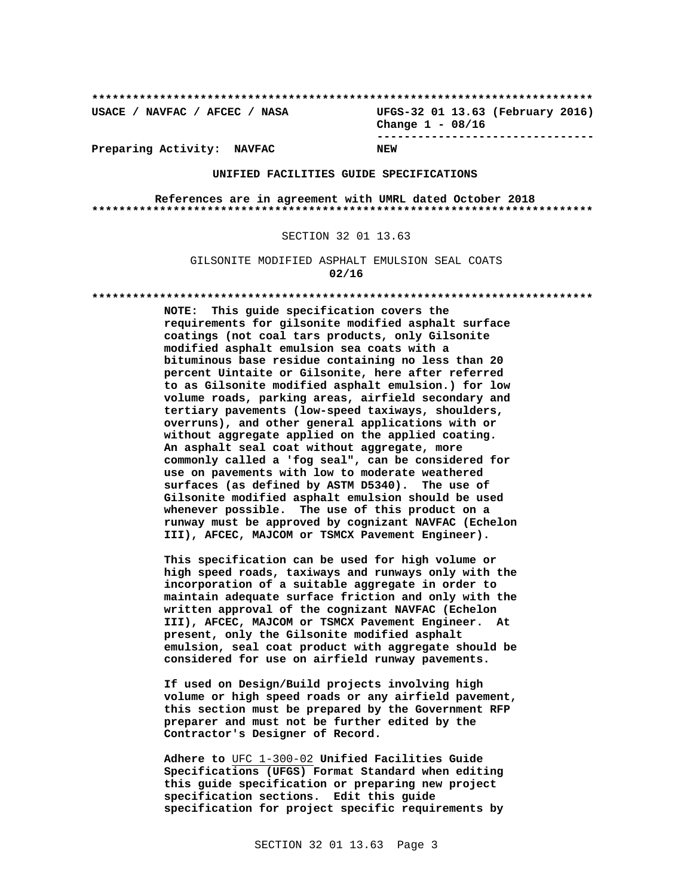**************************************************************************

USACE / NAVFAC / AFCEC / NASA UFGS-32 01 13.63 (February 2016)
Change 1 - 08/16
--------------------------------
Preparing Activity: NAVFAC NEW

**UNIFIED FACILITIES GUIDE SPECIFICATIONS**

**References are in agreement with UMRL dated October 2018**

**************************************************************************

SECTION 32 01 13.63

GILSONITE MODIFIED ASPHALT EMULSION SEAL COATS
**02/16**

**************************************************************************

**NOTE: This guide specification covers the requirements for gilsonite modified asphalt surface coatings (not coal tars products, only Gilsonite modified asphalt emulsion sea coats with a bituminous base residue containing no less than 20 percent Uintaite or Gilsonite, here after referred to as Gilsonite modified asphalt emulsion.) for low volume roads, parking areas, airfield secondary and tertiary pavements (low-speed taxiways, shoulders, overruns), and other general applications with or without aggregate applied on the applied coating. An asphalt seal coat without aggregate, more commonly called a 'fog seal", can be considered for use on pavements with low to moderate weathered surfaces (as defined by ASTM D5340). The use of Gilsonite modified asphalt emulsion should be used whenever possible. The use of this product on a runway must be approved by cognizant NAVFAC (Echelon III), AFCEC, MAJCOM or TSMCX Pavement Engineer).**

**This specification can be used for high volume or high speed roads, taxiways and runways only with the incorporation of a suitable aggregate in order to maintain adequate surface friction and only with the written approval of the cognizant NAVFAC (Echelon III), AFCEC, MAJCOM or TSMCX Pavement Engineer. At present, only the Gilsonite modified asphalt emulsion, seal coat product with aggregate should be considered for use on airfield runway pavements.**

**If used on Design/Build projects involving high volume or high speed roads or any airfield pavement, this section must be prepared by the Government RFP preparer and must not be further edited by the Contractor's Designer of Record.**

**Adhere to** UFC 1-300-02 **Unified Facilities Guide Specifications (UFGS) Format Standard when editing this guide specification or preparing new project specification sections. Edit this guide specification for project specific requirements by**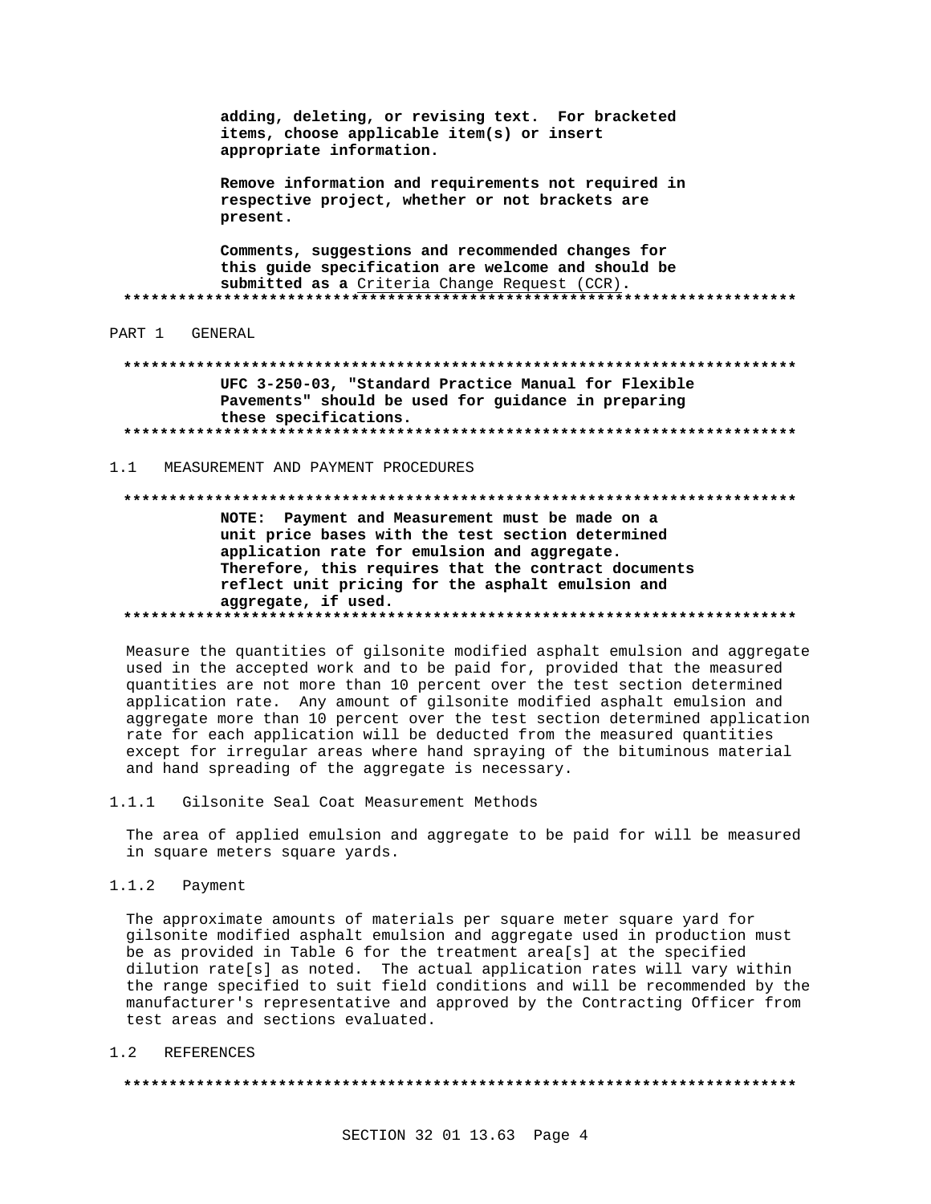**adding, deleting, or revising text. For bracketed items, choose applicable item(s) or insert appropriate information.**

**Remove information and requirements not required in respective project, whether or not brackets are present.**

**Comments, suggestions and recommended changes for this guide specification are welcome and should be submitted as a Criteria Change Request (CCR).**

**************************************************************************

PART 1 GENERAL

**************************************************************************

**UFC 3-250-03, "Standard Practice Manual for Flexible Pavements" should be used for guidance in preparing these specifications.**

**************************************************************************

1.1 MEASUREMENT AND PAYMENT PROCEDURES

**************************************************************************

**NOTE: Payment and Measurement must be made on a unit price bases with the test section determined application rate for emulsion and aggregate. Therefore, this requires that the contract documents reflect unit pricing for the asphalt emulsion and aggregate, if used.**

**************************************************************************

Measure the quantities of gilsonite modified asphalt emulsion and aggregate used in the accepted work and to be paid for, provided that the measured quantities are not more than 10 percent over the test section determined application rate. Any amount of gilsonite modified asphalt emulsion and aggregate more than 10 percent over the test section determined application rate for each application will be deducted from the measured quantities except for irregular areas where hand spraying of the bituminous material and hand spreading of the aggregate is necessary.

1.1.1 Gilsonite Seal Coat Measurement Methods

The area of applied emulsion and aggregate to be paid for will be measured in square meters square yards.

1.1.2 Payment

The approximate amounts of materials per square meter square yard for gilsonite modified asphalt emulsion and aggregate used in production must be as provided in Table 6 for the treatment area[s] at the specified dilution rate[s] as noted. The actual application rates will vary within the range specified to suit field conditions and will be recommended by the manufacturer's representative and approved by the Contracting Officer from test areas and sections evaluated.

1.2 REFERENCES

**************************************************************************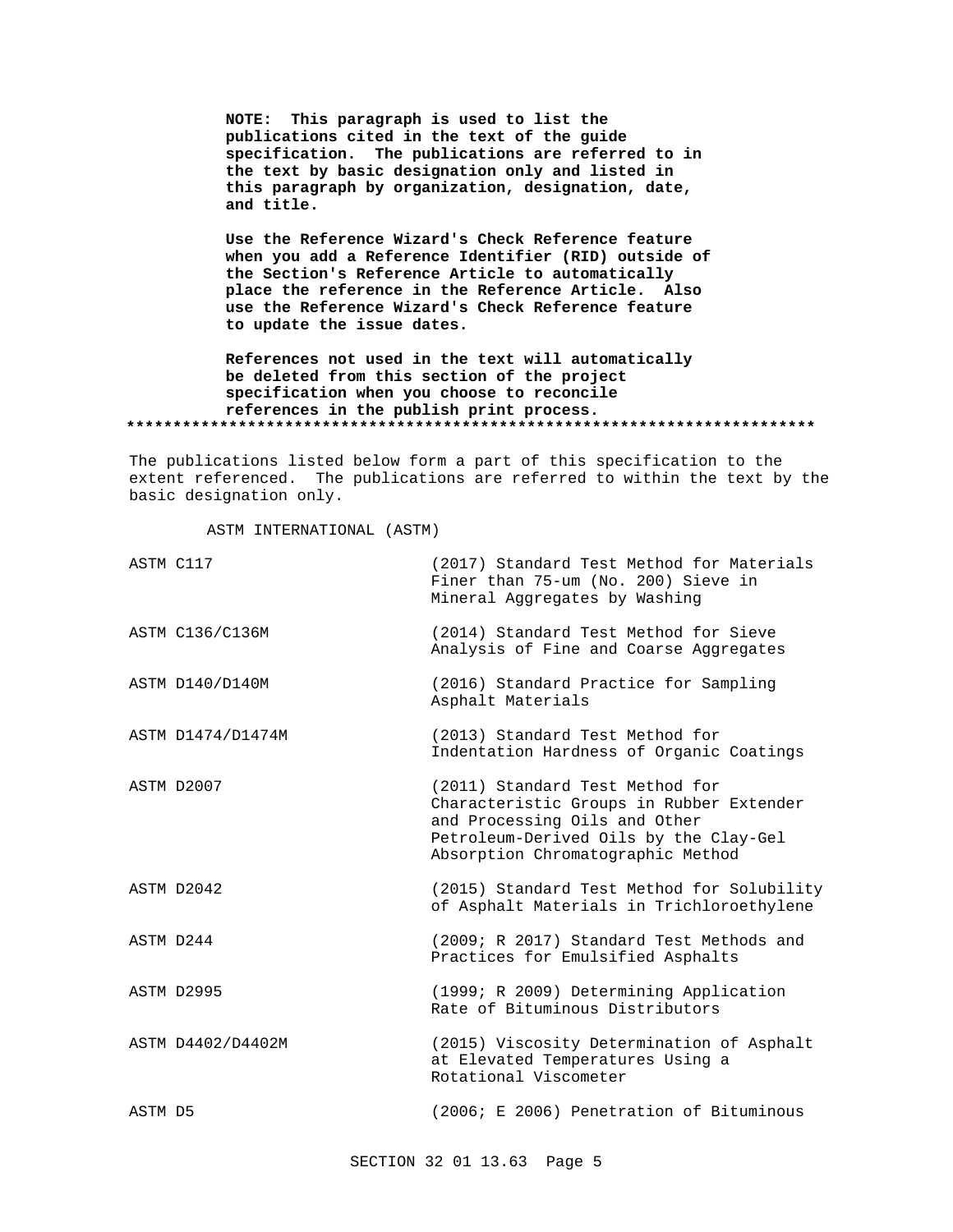**NOTE: This paragraph is used to list the publications cited in the text of the guide specification. The publications are referred to in the text by basic designation only and listed in this paragraph by organization, designation, date, and title.**

**Use the Reference Wizard's Check Reference feature when you add a Reference Identifier (RID) outside of the Section's Reference Article to automatically place the reference in the Reference Article. Also use the Reference Wizard's Check Reference feature to update the issue dates.**

**References not used in the text will automatically be deleted from this section of the project specification when you choose to reconcile references in the publish print process.**

**************************************************************************

The publications listed below form a part of this specification to the extent referenced. The publications are referred to within the text by the basic designation only.

ASTM INTERNATIONAL (ASTM)

| | |
|---|---|
| ASTM C117 | (2017) Standard Test Method for Materials Finer than 75-um (No. 200) Sieve in Mineral Aggregates by Washing |
| ASTM C136/C136M | (2014) Standard Test Method for Sieve Analysis of Fine and Coarse Aggregates |
| ASTM D140/D140M | (2016) Standard Practice for Sampling Asphalt Materials |
| ASTM D1474/D1474M | (2013) Standard Test Method for Indentation Hardness of Organic Coatings |
| ASTM D2007 | (2011) Standard Test Method for Characteristic Groups in Rubber Extender and Processing Oils and Other Petroleum-Derived Oils by the Clay-Gel Absorption Chromatographic Method |
| ASTM D2042 | (2015) Standard Test Method for Solubility of Asphalt Materials in Trichloroethylene |
| ASTM D244 | (2009; R 2017) Standard Test Methods and Practices for Emulsified Asphalts |
| ASTM D2995 | (1999; R 2009) Determining Application Rate of Bituminous Distributors |
| ASTM D4402/D4402M | (2015) Viscosity Determination of Asphalt at Elevated Temperatures Using a Rotational Viscometer |
| ASTM D5 | (2006; E 2006) Penetration of Bituminous |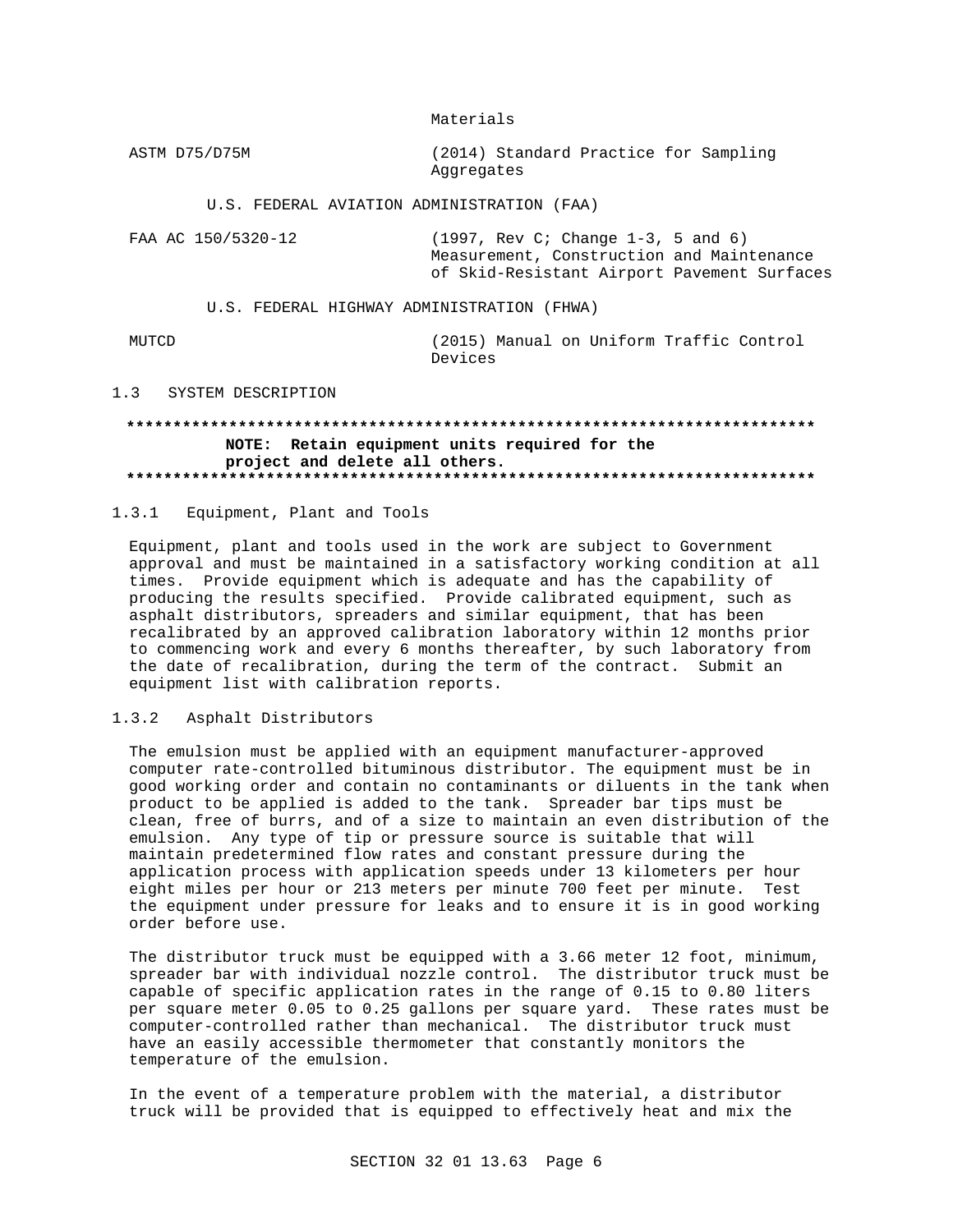Materials

| | |
|---|---|
| ASTM D75/D75M | (2014) Standard Practice for Sampling Aggregates |

U.S. FEDERAL AVIATION ADMINISTRATION (FAA)

| | |
|---|---|
| FAA AC 150/5320-12 | (1997, Rev C; Change 1-3, 5 and 6) Measurement, Construction and Maintenance of Skid-Resistant Airport Pavement Surfaces |

U.S. FEDERAL HIGHWAY ADMINISTRATION (FHWA)

| | |
|---|---|
| MUTCD | (2015) Manual on Uniform Traffic Control Devices |

## 1.3 SYSTEM DESCRIPTION

**************************************************************************

**NOTE: Retain equipment units required for the project and delete all others.**

**************************************************************************

### 1.3.1 Equipment, Plant and Tools

Equipment, plant and tools used in the work are subject to Government approval and must be maintained in a satisfactory working condition at all times. Provide equipment which is adequate and has the capability of producing the results specified. Provide calibrated equipment, such as asphalt distributors, spreaders and similar equipment, that has been recalibrated by an approved calibration laboratory within 12 months prior to commencing work and every 6 months thereafter, by such laboratory from the date of recalibration, during the term of the contract. Submit an equipment list with calibration reports.

### 1.3.2 Asphalt Distributors

The emulsion must be applied with an equipment manufacturer-approved computer rate-controlled bituminous distributor. The equipment must be in good working order and contain no contaminants or diluents in the tank when product to be applied is added to the tank. Spreader bar tips must be clean, free of burrs, and of a size to maintain an even distribution of the emulsion. Any type of tip or pressure source is suitable that will maintain predetermined flow rates and constant pressure during the application process with application speeds under 13 kilometers per hour eight miles per hour or 213 meters per minute 700 feet per minute. Test the equipment under pressure for leaks and to ensure it is in good working order before use.

The distributor truck must be equipped with a 3.66 meter 12 foot, minimum, spreader bar with individual nozzle control. The distributor truck must be capable of specific application rates in the range of 0.15 to 0.80 liters per square meter 0.05 to 0.25 gallons per square yard. These rates must be computer-controlled rather than mechanical. The distributor truck must have an easily accessible thermometer that constantly monitors the temperature of the emulsion.

In the event of a temperature problem with the material, a distributor truck will be provided that is equipped to effectively heat and mix the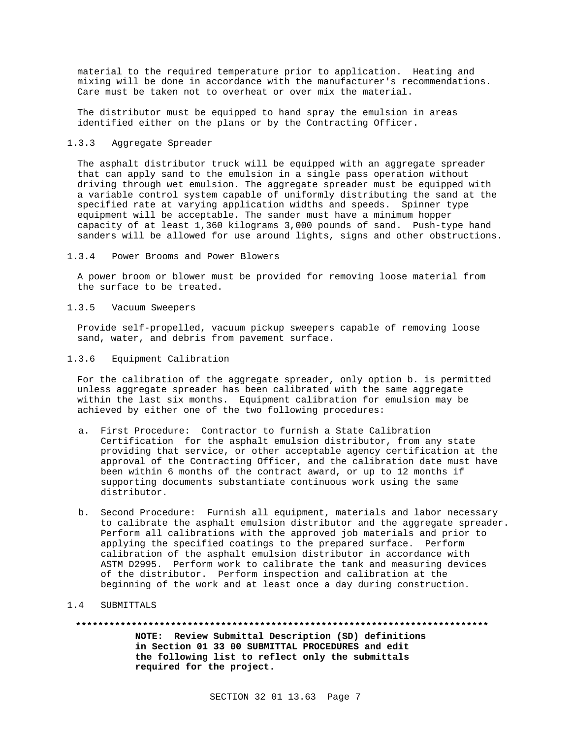material to the required temperature prior to application. Heating and mixing will be done in accordance with the manufacturer's recommendations. Care must be taken not to overheat or over mix the material.

The distributor must be equipped to hand spray the emulsion in areas identified either on the plans or by the Contracting Officer.

### 1.3.3 Aggregate Spreader

The asphalt distributor truck will be equipped with an aggregate spreader that can apply sand to the emulsion in a single pass operation without driving through wet emulsion. The aggregate spreader must be equipped with a variable control system capable of uniformly distributing the sand at the specified rate at varying application widths and speeds. Spinner type equipment will be acceptable. The sander must have a minimum hopper capacity of at least 1,360 kilograms 3,000 pounds of sand. Push-type hand sanders will be allowed for use around lights, signs and other obstructions.

### 1.3.4 Power Brooms and Power Blowers

A power broom or blower must be provided for removing loose material from the surface to be treated.

### 1.3.5 Vacuum Sweepers

Provide self-propelled, vacuum pickup sweepers capable of removing loose sand, water, and debris from pavement surface.

### 1.3.6 Equipment Calibration

For the calibration of the aggregate spreader, only option b. is permitted unless aggregate spreader has been calibrated with the same aggregate within the last six months. Equipment calibration for emulsion may be achieved by either one of the two following procedures:

a. First Procedure: Contractor to furnish a State Calibration Certification for the asphalt emulsion distributor, from any state providing that service, or other acceptable agency certification at the approval of the Contracting Officer, and the calibration date must have been within 6 months of the contract award, or up to 12 months if supporting documents substantiate continuous work using the same distributor.

b. Second Procedure: Furnish all equipment, materials and labor necessary to calibrate the asphalt emulsion distributor and the aggregate spreader. Perform all calibrations with the approved job materials and prior to applying the specified coatings to the prepared surface. Perform calibration of the asphalt emulsion distributor in accordance with ASTM D2995. Perform work to calibrate the tank and measuring devices of the distributor. Perform inspection and calibration at the beginning of the work and at least once a day during construction.

## 1.4 SUBMITTALS

**************************************************************************

**NOTE: Review Submittal Description (SD) definitions in Section 01 33 00 SUBMITTAL PROCEDURES and edit the following list to reflect only the submittals required for the project.**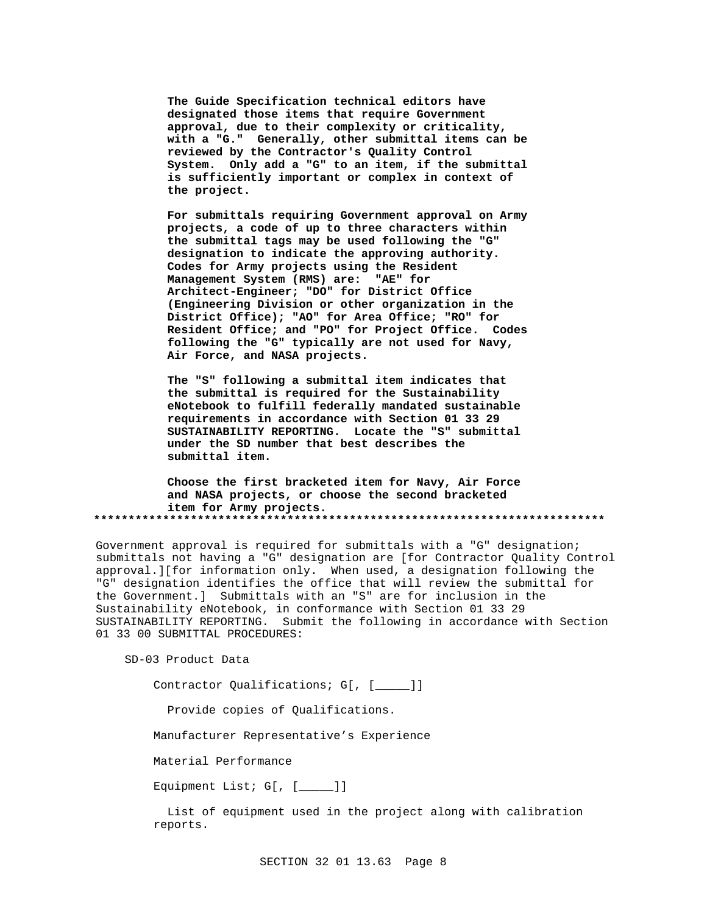**The Guide Specification technical editors have designated those items that require Government approval, due to their complexity or criticality, with a "G." Generally, other submittal items can be reviewed by the Contractor's Quality Control System. Only add a "G" to an item, if the submittal is sufficiently important or complex in context of the project.**

**For submittals requiring Government approval on Army projects, a code of up to three characters within the submittal tags may be used following the "G" designation to indicate the approving authority. Codes for Army projects using the Resident Management System (RMS) are: "AE" for Architect-Engineer; "DO" for District Office (Engineering Division or other organization in the District Office); "AO" for Area Office; "RO" for Resident Office; and "PO" for Project Office. Codes following the "G" typically are not used for Navy, Air Force, and NASA projects.**

**The "S" following a submittal item indicates that the submittal is required for the Sustainability eNotebook to fulfill federally mandated sustainable requirements in accordance with Section 01 33 29 SUSTAINABILITY REPORTING. Locate the "S" submittal under the SD number that best describes the submittal item.**

**Choose the first bracketed item for Navy, Air Force and NASA projects, or choose the second bracketed item for Army projects.**
**************************************************************************

Government approval is required for submittals with a "G" designation; submittals not having a "G" designation are [for Contractor Quality Control approval.][for information only. When used, a designation following the "G" designation identifies the office that will review the submittal for the Government.] Submittals with an "S" are for inclusion in the Sustainability eNotebook, in conformance with Section 01 33 29 SUSTAINABILITY REPORTING. Submit the following in accordance with Section 01 33 00 SUBMITTAL PROCEDURES:

SD-03 Product Data

Contractor Qualifications; G[, [_____]]

Provide copies of Qualifications.

Manufacturer Representative's Experience

Material Performance

Equipment List; G[, [_____]]

List of equipment used in the project along with calibration reports.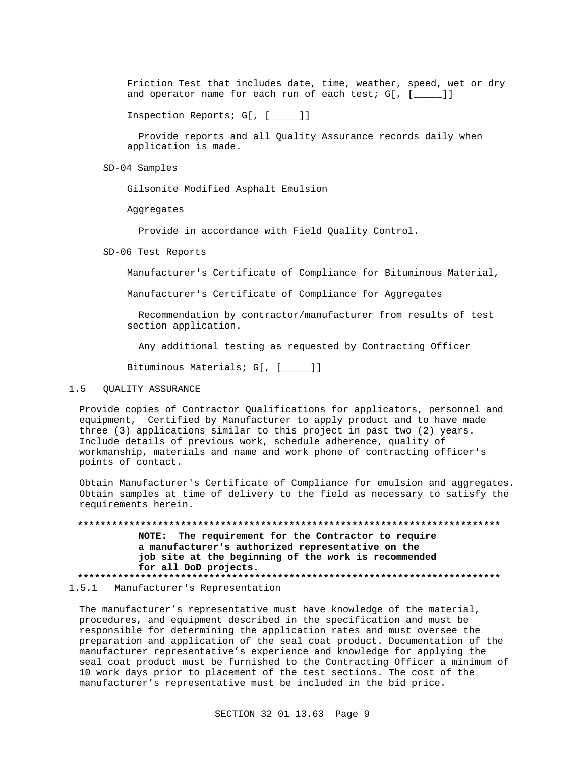Friction Test that includes date, time, weather, speed, wet or dry and operator name for each run of each test; G[, [_____]]

Inspection Reports; G[, [_____]]

Provide reports and all Quality Assurance records daily when application is made.

SD-04 Samples

Gilsonite Modified Asphalt Emulsion

Aggregates

Provide in accordance with Field Quality Control.

SD-06 Test Reports

Manufacturer's Certificate of Compliance for Bituminous Material,

Manufacturer's Certificate of Compliance for Aggregates

Recommendation by contractor/manufacturer from results of test section application.

Any additional testing as requested by Contracting Officer

Bituminous Materials; G[, [_____]]

## 1.5 QUALITY ASSURANCE

Provide copies of Contractor Qualifications for applicators, personnel and equipment, Certified by Manufacturer to apply product and to have made three (3) applications similar to this project in past two (2) years. Include details of previous work, schedule adherence, quality of workmanship, materials and name and work phone of contracting officer's points of contact.

Obtain Manufacturer's Certificate of Compliance for emulsion and aggregates. Obtain samples at time of delivery to the field as necessary to satisfy the requirements herein.

**************************************************************************

**NOTE: The requirement for the Contractor to require a manufacturer's authorized representative on the job site at the beginning of the work is recommended for all DoD projects.**

**************************************************************************

### 1.5.1 Manufacturer's Representation

The manufacturer’s representative must have knowledge of the material, procedures, and equipment described in the specification and must be responsible for determining the application rates and must oversee the preparation and application of the seal coat product. Documentation of the manufacturer representative’s experience and knowledge for applying the seal coat product must be furnished to the Contracting Officer a minimum of 10 work days prior to placement of the test sections. The cost of the manufacturer’s representative must be included in the bid price.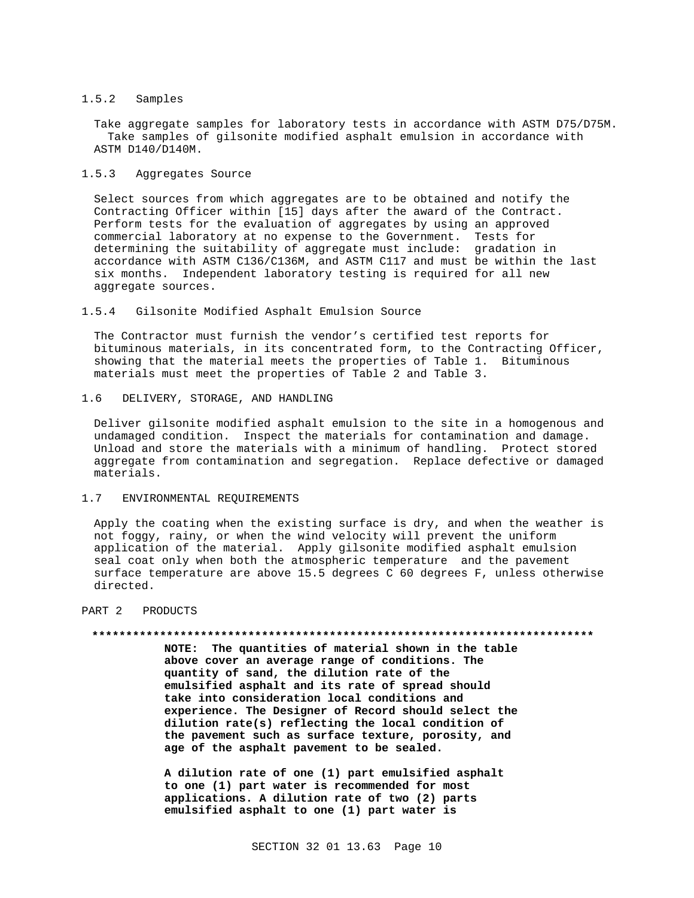### 1.5.2 Samples

Take aggregate samples for laboratory tests in accordance with ASTM D75/D75M. Take samples of gilsonite modified asphalt emulsion in accordance with ASTM D140/D140M.

### 1.5.3 Aggregates Source

Select sources from which aggregates are to be obtained and notify the Contracting Officer within [15] days after the award of the Contract. Perform tests for the evaluation of aggregates by using an approved commercial laboratory at no expense to the Government. Tests for determining the suitability of aggregate must include: gradation in accordance with ASTM C136/C136M, and ASTM C117 and must be within the last six months. Independent laboratory testing is required for all new aggregate sources.

### 1.5.4 Gilsonite Modified Asphalt Emulsion Source

The Contractor must furnish the vendor's certified test reports for bituminous materials, in its concentrated form, to the Contracting Officer, showing that the material meets the properties of Table 1. Bituminous materials must meet the properties of Table 2 and Table 3.

## 1.6 DELIVERY, STORAGE, AND HANDLING

Deliver gilsonite modified asphalt emulsion to the site in a homogenous and undamaged condition. Inspect the materials for contamination and damage. Unload and store the materials with a minimum of handling. Protect stored aggregate from contamination and segregation. Replace defective or damaged materials.

## 1.7 ENVIRONMENTAL REQUIREMENTS

Apply the coating when the existing surface is dry, and when the weather is not foggy, rainy, or when the wind velocity will prevent the uniform application of the material. Apply gilsonite modified asphalt emulsion seal coat only when both the atmospheric temperature and the pavement surface temperature are above 15.5 degrees C 60 degrees F, unless otherwise directed.

# PART 2 PRODUCTS

**************************************************************************

**NOTE: The quantities of material shown in the table above cover an average range of conditions. The quantity of sand, the dilution rate of the emulsified asphalt and its rate of spread should take into consideration local conditions and experience. The Designer of Record should select the dilution rate(s) reflecting the local condition of the pavement such as surface texture, porosity, and age of the asphalt pavement to be sealed.**

**A dilution rate of one (1) part emulsified asphalt to one (1) part water is recommended for most applications. A dilution rate of two (2) parts emulsified asphalt to one (1) part water is**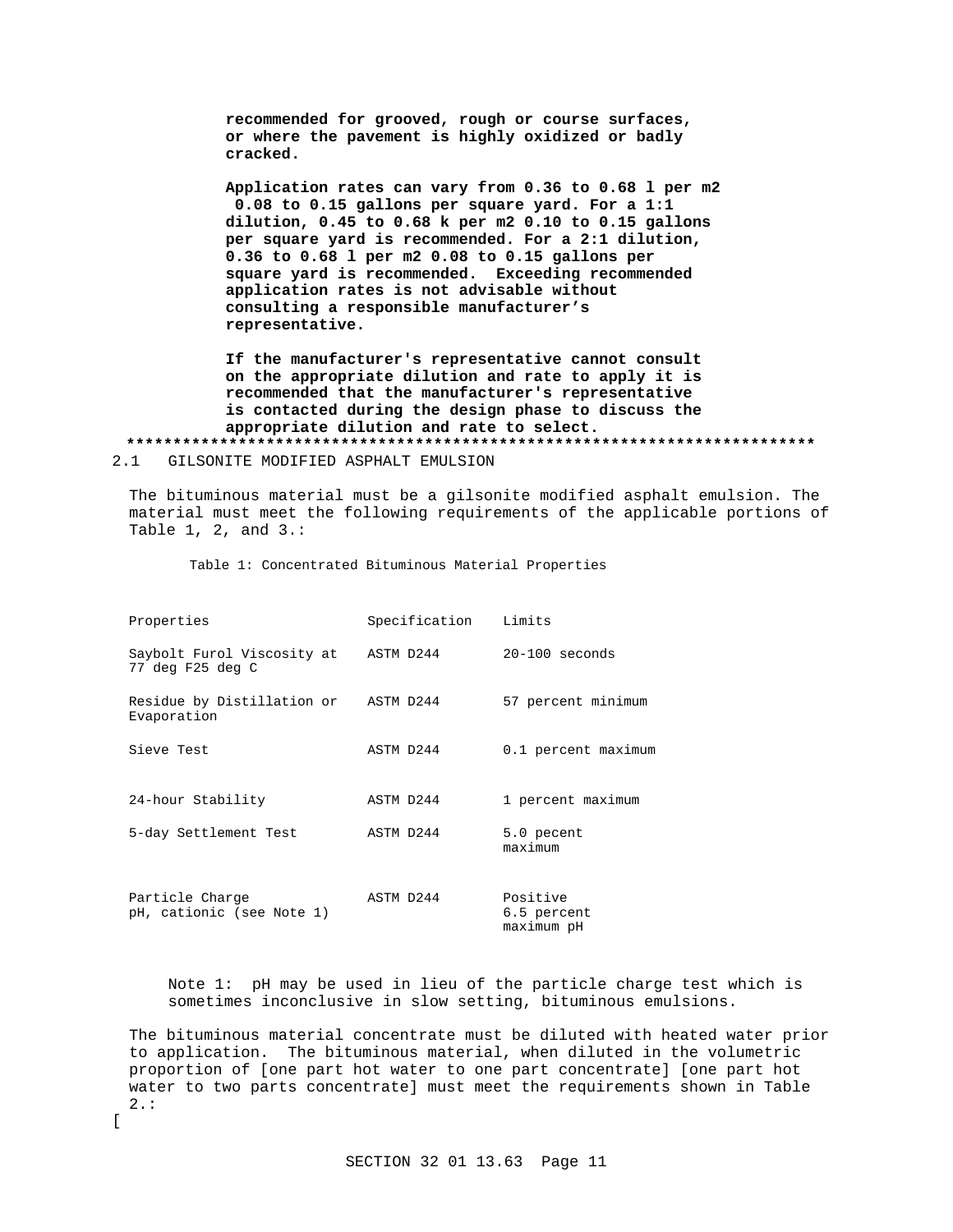**recommended for grooved, rough or course surfaces, or where the pavement is highly oxidized or badly cracked.**

**Application rates can vary from 0.36 to 0.68 l per m2 0.08 to 0.15 gallons per square yard. For a 1:1 dilution, 0.45 to 0.68 k per m2 0.10 to 0.15 gallons per square yard is recommended. For a 2:1 dilution, 0.36 to 0.68 l per m2 0.08 to 0.15 gallons per square yard is recommended. Exceeding recommended application rates is not advisable without consulting a responsible manufacturer's representative.**

**If the manufacturer's representative cannot consult on the appropriate dilution and rate to apply it is recommended that the manufacturer's representative is contacted during the design phase to discuss the appropriate dilution and rate to select.**
**************************************************************************

## 2.1 GILSONITE MODIFIED ASPHALT EMULSION

The bituminous material must be a gilsonite modified asphalt emulsion. The material must meet the following requirements of the applicable portions of Table 1, 2, and 3.:

Table 1: Concentrated Bituminous Material Properties

| Properties | Specification | Limits |
|---|---|---|
| Saybolt Furol Viscosity at 77 deg F25 deg C | ASTM D244 | 20-100 seconds |
| Residue by Distillation or Evaporation | ASTM D244 | 57 percent minimum |
| Sieve Test | ASTM D244 | 0.1 percent maximum |
| 24-hour Stability | ASTM D244 | 1 percent maximum |
| 5-day Settlement Test | ASTM D244 | 5.0 pecent maximum |
| Particle Charge pH, cationic (see Note 1) | ASTM D244 | Positive 6.5 percent maximum pH |

Note 1: pH may be used in lieu of the particle charge test which is sometimes inconclusive in slow setting, bituminous emulsions.

The bituminous material concentrate must be diluted with heated water prior to application. The bituminous material, when diluted in the volumetric proportion of [one part hot water to one part concentrate] [one part hot water to two parts concentrate] must meet the requirements shown in Table 2.:

[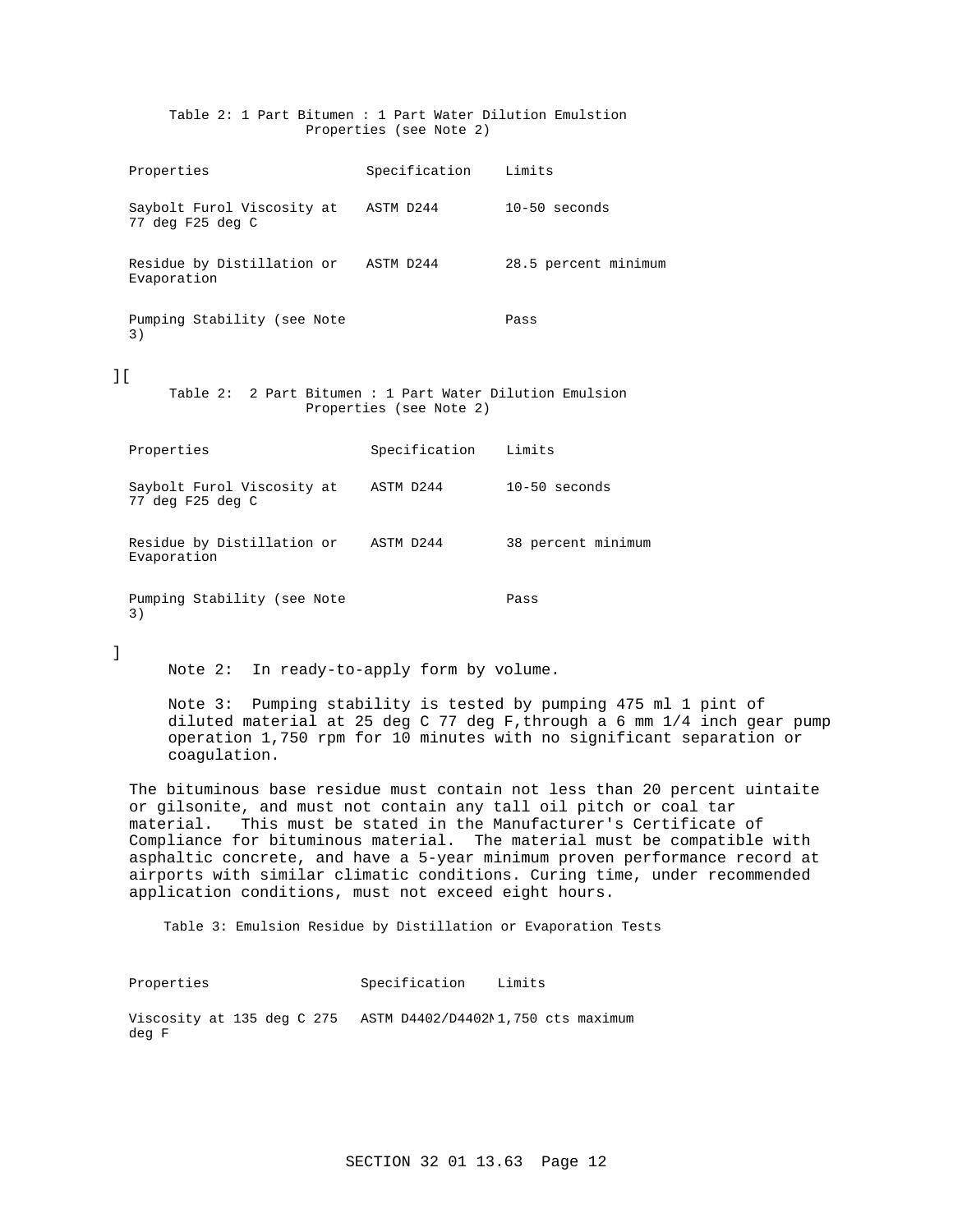Table 2: 1 Part Bitumen : 1 Part Water Dilution Emulstion Properties (see Note 2)

| Properties | Specification | Limits |
|---|---|---|
| Saybolt Furol Viscosity at 77 deg F25 deg C | ASTM D244 | 10-50 seconds |
| Residue by Distillation or Evaporation | ASTM D244 | 28.5 percent minimum |
| Pumping Stability (see Note 3) | | Pass |

][

Table 2: 2 Part Bitumen : 1 Part Water Dilution Emulsion Properties (see Note 2)

| Properties | Specification | Limits |
|---|---|---|
| Saybolt Furol Viscosity at 77 deg F25 deg C | ASTM D244 | 10-50 seconds |
| Residue by Distillation or Evaporation | ASTM D244 | 38 percent minimum |
| Pumping Stability (see Note 3) | | Pass |

]

Note 2: In ready-to-apply form by volume.

Note 3: Pumping stability is tested by pumping 475 ml 1 pint of diluted material at 25 deg C 77 deg F,through a 6 mm 1/4 inch gear pump operation 1,750 rpm for 10 minutes with no significant separation or coagulation.

The bituminous base residue must contain not less than 20 percent uintaite or gilsonite, and must not contain any tall oil pitch or coal tar material. This must be stated in the Manufacturer's Certificate of Compliance for bituminous material. The material must be compatible with asphaltic concrete, and have a 5-year minimum proven performance record at airports with similar climatic conditions. Curing time, under recommended application conditions, must not exceed eight hours.

Table 3: Emulsion Residue by Distillation or Evaporation Tests

| Properties | Specification | Limits |
|---|---|---|
| Viscosity at 135 deg C 275 deg F | ASTM D4402/D4402M | 1,750 cts maximum |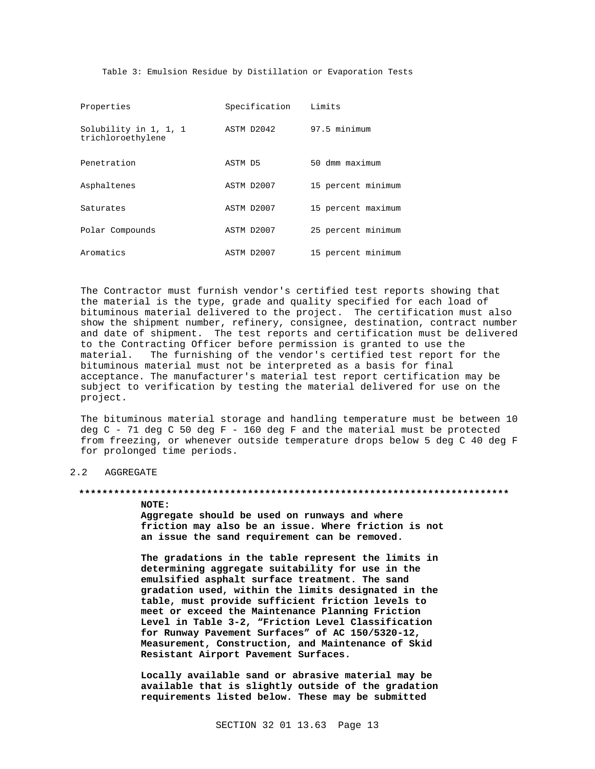Table 3: Emulsion Residue by Distillation or Evaporation Tests

| Properties | Specification | Limits |
|---|---|---|
| Solubility in 1, 1, 1 trichloroethylene | ASTM D2042 | 97.5 minimum |
| Penetration | ASTM D5 | 50 dmm maximum |
| Asphaltenes | ASTM D2007 | 15 percent minimum |
| Saturates | ASTM D2007 | 15 percent maximum |
| Polar Compounds | ASTM D2007 | 25 percent minimum |
| Aromatics | ASTM D2007 | 15 percent minimum |

The Contractor must furnish vendor's certified test reports showing that the material is the type, grade and quality specified for each load of bituminous material delivered to the project. The certification must also show the shipment number, refinery, consignee, destination, contract number and date of shipment. The test reports and certification must be delivered to the Contracting Officer before permission is granted to use the material. The furnishing of the vendor's certified test report for the bituminous material must not be interpreted as a basis for final acceptance. The manufacturer's material test report certification may be subject to verification by testing the material delivered for use on the project.

The bituminous material storage and handling temperature must be between 10 deg C - 71 deg C 50 deg F - 160 deg F and the material must be protected from freezing, or whenever outside temperature drops below 5 deg C 40 deg F for prolonged time periods.

## 2.2 AGGREGATE

**************************************************************************

**NOTE:**
**Aggregate should be used on runways and where friction may also be an issue. Where friction is not an issue the sand requirement can be removed.**

**The gradations in the table represent the limits in determining aggregate suitability for use in the emulsified asphalt surface treatment. The sand gradation used, within the limits designated in the table, must provide sufficient friction levels to meet or exceed the Maintenance Planning Friction Level in Table 3-2, "Friction Level Classification for Runway Pavement Surfaces" of AC 150/5320-12, Measurement, Construction, and Maintenance of Skid Resistant Airport Pavement Surfaces.**

**Locally available sand or abrasive material may be available that is slightly outside of the gradation requirements listed below. These may be submitted**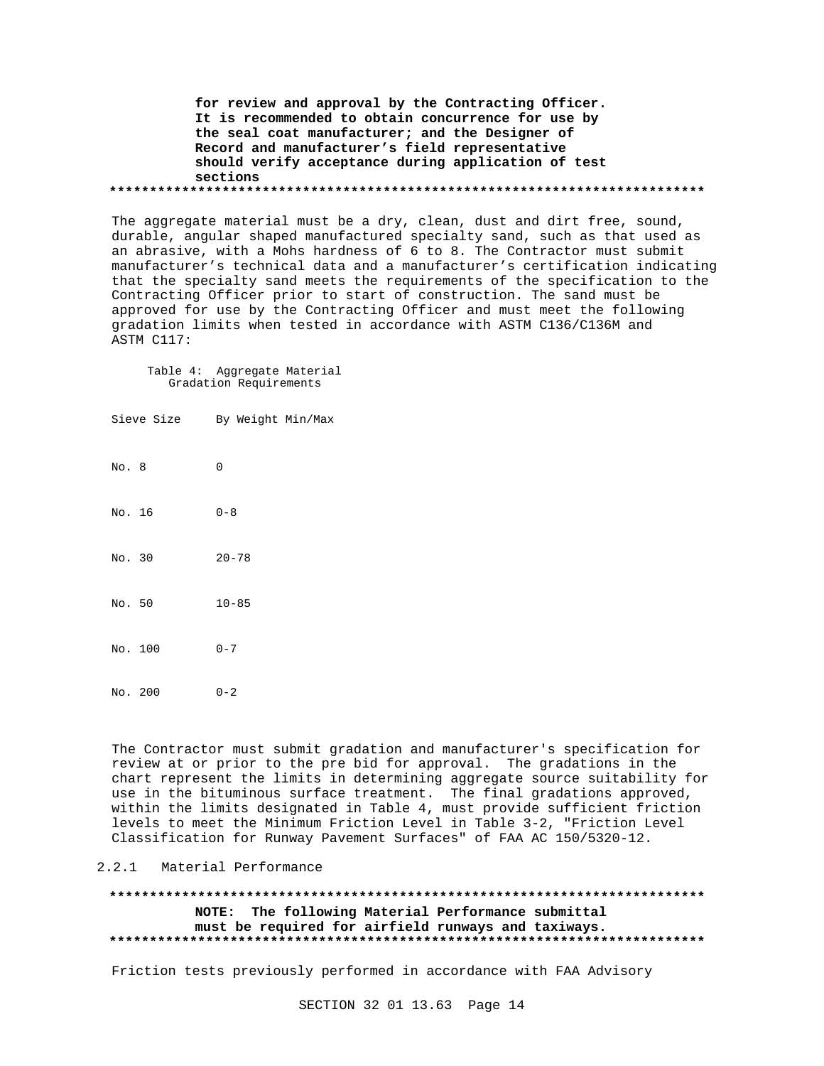**for review and approval by the Contracting Officer. It is recommended to obtain concurrence for use by the seal coat manufacturer; and the Designer of Record and manufacturer's field representative should verify acceptance during application of test sections**

**************************************************************************

The aggregate material must be a dry, clean, dust and dirt free, sound, durable, angular shaped manufactured specialty sand, such as that used as an abrasive, with a Mohs hardness of 6 to 8. The Contractor must submit manufacturer's technical data and a manufacturer's certification indicating that the specialty sand meets the requirements of the specification to the Contracting Officer prior to start of construction. The sand must be approved for use by the Contracting Officer and must meet the following gradation limits when tested in accordance with ASTM C136/C136M and ASTM C117:

Table 4: Aggregate Material Gradation Requirements

| Sieve Size | By Weight Min/Max |
|---|---|
| No. 8 | 0 |
| No. 16 | 0-8 |
| No. 30 | 20-78 |
| No. 50 | 10-85 |
| No. 100 | 0-7 |
| No. 200 | 0-2 |

The Contractor must submit gradation and manufacturer's specification for review at or prior to the pre bid for approval. The gradations in the chart represent the limits in determining aggregate source suitability for use in the bituminous surface treatment. The final gradations approved, within the limits designated in Table 4, must provide sufficient friction levels to meet the Minimum Friction Level in Table 3-2, "Friction Level Classification for Runway Pavement Surfaces" of FAA AC 150/5320-12.

### 2.2.1 Material Performance

**************************************************************************

**NOTE: The following Material Performance submittal must be required for airfield runways and taxiways.**

**************************************************************************

Friction tests previously performed in accordance with FAA Advisory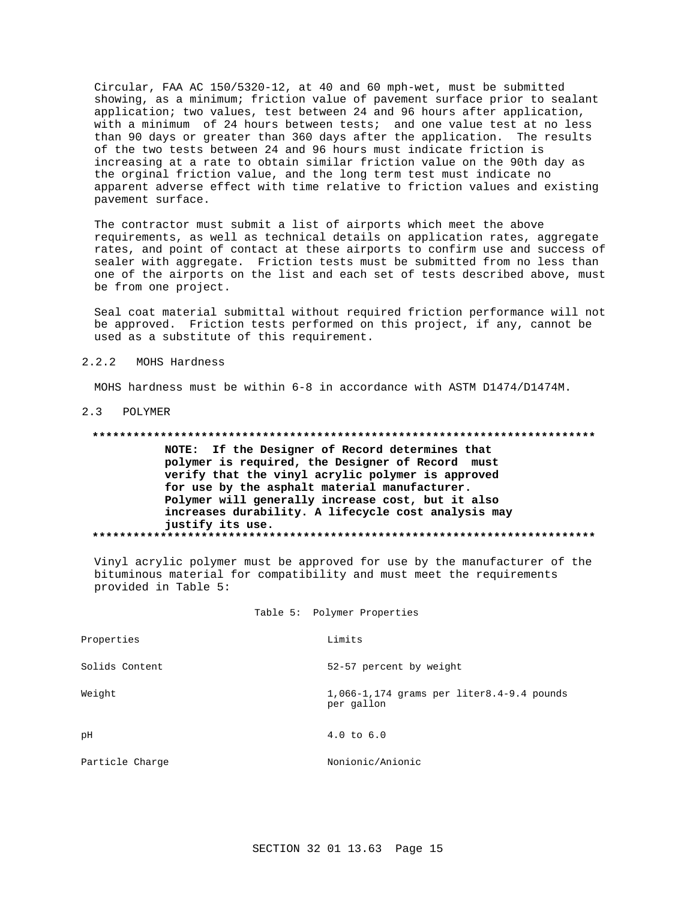Circular, FAA AC 150/5320-12, at 40 and 60 mph-wet, must be submitted showing, as a minimum; friction value of pavement surface prior to sealant application; two values, test between 24 and 96 hours after application, with a minimum of 24 hours between tests; and one value test at no less than 90 days or greater than 360 days after the application. The results of the two tests between 24 and 96 hours must indicate friction is increasing at a rate to obtain similar friction value on the 90th day as the orginal friction value, and the long term test must indicate no apparent adverse effect with time relative to friction values and existing pavement surface.

The contractor must submit a list of airports which meet the above requirements, as well as technical details on application rates, aggregate rates, and point of contact at these airports to confirm use and success of sealer with aggregate. Friction tests must be submitted from no less than one of the airports on the list and each set of tests described above, must be from one project.

Seal coat material submittal without required friction performance will not be approved. Friction tests performed on this project, if any, cannot be used as a substitute of this requirement.

### 2.2.2 MOHS Hardness

MOHS hardness must be within 6-8 in accordance with ASTM D1474/D1474M.

## 2.3 POLYMER

**************************************************************************

**NOTE: If the Designer of Record determines that polymer is required, the Designer of Record must verify that the vinyl acrylic polymer is approved for use by the asphalt material manufacturer. Polymer will generally increase cost, but it also increases durability. A lifecycle cost analysis may justify its use.**

**************************************************************************

Vinyl acrylic polymer must be approved for use by the manufacturer of the bituminous material for compatibility and must meet the requirements provided in Table 5:

Table 5: Polymer Properties

| Properties | Limits |
|---|---|
| Solids Content | 52-57 percent by weight |
| Weight | 1,066-1,174 grams per liter8.4-9.4 pounds per gallon |
| pH | 4.0 to 6.0 |
| Particle Charge | Nonionic/Anionic |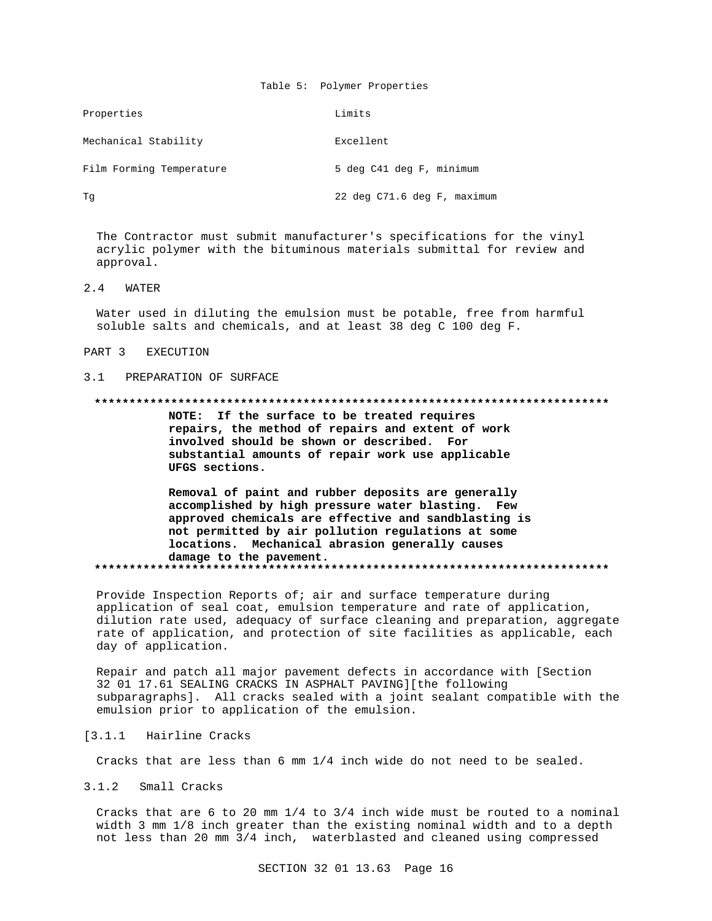Table 5: Polymer Properties

| Properties | Limits |
|---|---|
| Mechanical Stability | Excellent |
| Film Forming Temperature | 5 deg C41 deg F, minimum |
| Tg | 22 deg C71.6 deg F, maximum |

The Contractor must submit manufacturer's specifications for the vinyl acrylic polymer with the bituminous materials submittal for review and approval.

## 2.4 WATER

Water used in diluting the emulsion must be potable, free from harmful soluble salts and chemicals, and at least 38 deg C 100 deg F.

# PART 3 EXECUTION

## 3.1 PREPARATION OF SURFACE

**************************************************************************

**NOTE: If the surface to be treated requires repairs, the method of repairs and extent of work involved should be shown or described. For substantial amounts of repair work use applicable UFGS sections.**

**Removal of paint and rubber deposits are generally accomplished by high pressure water blasting. Few approved chemicals are effective and sandblasting is not permitted by air pollution regulations at some locations. Mechanical abrasion generally causes damage to the pavement.**

**************************************************************************

Provide Inspection Reports of; air and surface temperature during application of seal coat, emulsion temperature and rate of application, dilution rate used, adequacy of surface cleaning and preparation, aggregate rate of application, and protection of site facilities as applicable, each day of application.

Repair and patch all major pavement defects in accordance with [Section 32 01 17.61 SEALING CRACKS IN ASPHALT PAVING][the following subparagraphs]. All cracks sealed with a joint sealant compatible with the emulsion prior to application of the emulsion.

### [3.1.1 Hairline Cracks

Cracks that are less than 6 mm 1/4 inch wide do not need to be sealed.

### 3.1.2 Small Cracks

Cracks that are 6 to 20 mm 1/4 to 3/4 inch wide must be routed to a nominal width 3 mm 1/8 inch greater than the existing nominal width and to a depth not less than 20 mm 3/4 inch, waterblasted and cleaned using compressed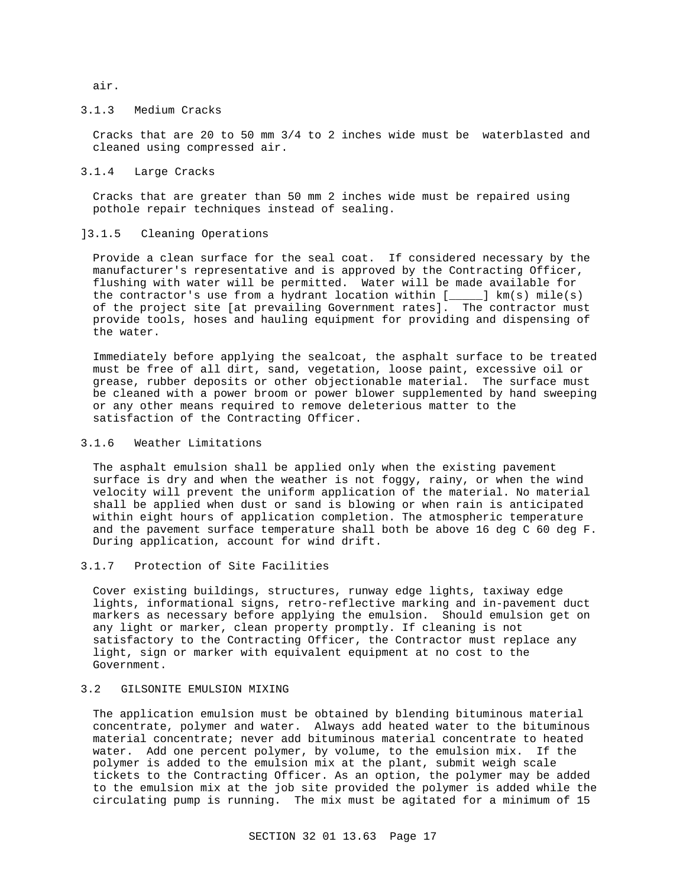air.

### 3.1.3 Medium Cracks

Cracks that are 20 to 50 mm 3/4 to 2 inches wide must be waterblasted and cleaned using compressed air.

### 3.1.4 Large Cracks

Cracks that are greater than 50 mm 2 inches wide must be repaired using pothole repair techniques instead of sealing.

### ]3.1.5 Cleaning Operations

Provide a clean surface for the seal coat. If considered necessary by the manufacturer's representative and is approved by the Contracting Officer, flushing with water will be permitted. Water will be made available for the contractor's use from a hydrant location within [_____] km(s) mile(s) of the project site [at prevailing Government rates]. The contractor must provide tools, hoses and hauling equipment for providing and dispensing of the water.

Immediately before applying the sealcoat, the asphalt surface to be treated must be free of all dirt, sand, vegetation, loose paint, excessive oil or grease, rubber deposits or other objectionable material. The surface must be cleaned with a power broom or power blower supplemented by hand sweeping or any other means required to remove deleterious matter to the satisfaction of the Contracting Officer.

### 3.1.6 Weather Limitations

The asphalt emulsion shall be applied only when the existing pavement surface is dry and when the weather is not foggy, rainy, or when the wind velocity will prevent the uniform application of the material. No material shall be applied when dust or sand is blowing or when rain is anticipated within eight hours of application completion. The atmospheric temperature and the pavement surface temperature shall both be above 16 deg C 60 deg F. During application, account for wind drift.

### 3.1.7 Protection of Site Facilities

Cover existing buildings, structures, runway edge lights, taxiway edge lights, informational signs, retro-reflective marking and in-pavement duct markers as necessary before applying the emulsion. Should emulsion get on any light or marker, clean property promptly. If cleaning is not satisfactory to the Contracting Officer, the Contractor must replace any light, sign or marker with equivalent equipment at no cost to the Government.

## 3.2 GILSONITE EMULSION MIXING

The application emulsion must be obtained by blending bituminous material concentrate, polymer and water. Always add heated water to the bituminous material concentrate; never add bituminous material concentrate to heated water. Add one percent polymer, by volume, to the emulsion mix. If the polymer is added to the emulsion mix at the plant, submit weigh scale tickets to the Contracting Officer. As an option, the polymer may be added to the emulsion mix at the job site provided the polymer is added while the circulating pump is running. The mix must be agitated for a minimum of 15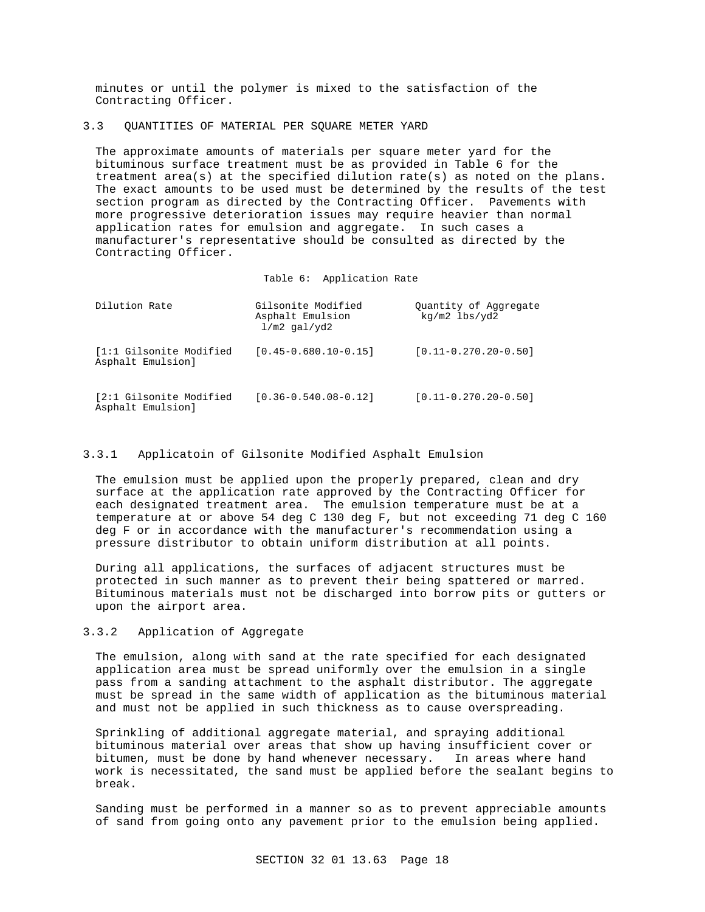minutes or until the polymer is mixed to the satisfaction of the Contracting Officer.

## 3.3 QUANTITIES OF MATERIAL PER SQUARE METER YARD

The approximate amounts of materials per square meter yard for the bituminous surface treatment must be as provided in Table 6 for the treatment area(s) at the specified dilution rate(s) as noted on the plans. The exact amounts to be used must be determined by the results of the test section program as directed by the Contracting Officer. Pavements with more progressive deterioration issues may require heavier than normal application rates for emulsion and aggregate. In such cases a manufacturer's representative should be consulted as directed by the Contracting Officer.

Table 6: Application Rate

| Dilution Rate | Gilsonite Modified Asphalt Emulsion l/m2 gal/yd2 | Quantity of Aggregate kg/m2 lbs/yd2 |
|---|---|---|
| [1:1 Gilsonite Modified Asphalt Emulsion] | [0.45-0.680.10-0.15] | [0.11-0.270.20-0.50] |
| [2:1 Gilsonite Modified Asphalt Emulsion] | [0.36-0.540.08-0.12] | [0.11-0.270.20-0.50] |

### 3.3.1 Applicatoin of Gilsonite Modified Asphalt Emulsion

The emulsion must be applied upon the properly prepared, clean and dry surface at the application rate approved by the Contracting Officer for each designated treatment area. The emulsion temperature must be at a temperature at or above 54 deg C 130 deg F, but not exceeding 71 deg C 160 deg F or in accordance with the manufacturer's recommendation using a pressure distributor to obtain uniform distribution at all points.

During all applications, the surfaces of adjacent structures must be protected in such manner as to prevent their being spattered or marred. Bituminous materials must not be discharged into borrow pits or gutters or upon the airport area.

### 3.3.2 Application of Aggregate

The emulsion, along with sand at the rate specified for each designated application area must be spread uniformly over the emulsion in a single pass from a sanding attachment to the asphalt distributor. The aggregate must be spread in the same width of application as the bituminous material and must not be applied in such thickness as to cause overspreading.

Sprinkling of additional aggregate material, and spraying additional bituminous material over areas that show up having insufficient cover or bitumen, must be done by hand whenever necessary. In areas where hand work is necessitated, the sand must be applied before the sealant begins to break.

Sanding must be performed in a manner so as to prevent appreciable amounts of sand from going onto any pavement prior to the emulsion being applied.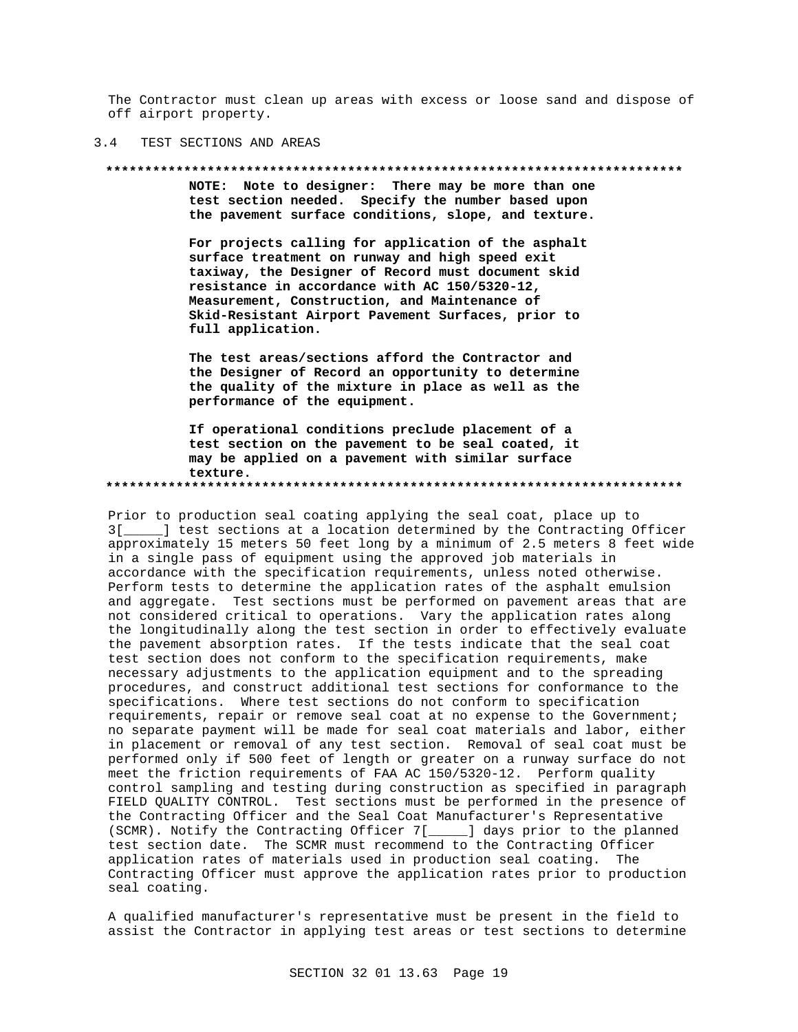The Contractor must clean up areas with excess or loose sand and dispose of off airport property.

## 3.4 TEST SECTIONS AND AREAS

**************************************************************************

**NOTE: Note to designer: There may be more than one test section needed. Specify the number based upon the pavement surface conditions, slope, and texture.**

**For projects calling for application of the asphalt surface treatment on runway and high speed exit taxiway, the Designer of Record must document skid resistance in accordance with AC 150/5320-12, Measurement, Construction, and Maintenance of Skid-Resistant Airport Pavement Surfaces, prior to full application.**

**The test areas/sections afford the Contractor and the Designer of Record an opportunity to determine the quality of the mixture in place as well as the performance of the equipment.**

**If operational conditions preclude placement of a test section on the pavement to be seal coated, it may be applied on a pavement with similar surface texture.**

**************************************************************************

Prior to production seal coating applying the seal coat, place up to 3[_____] test sections at a location determined by the Contracting Officer approximately 15 meters 50 feet long by a minimum of 2.5 meters 8 feet wide in a single pass of equipment using the approved job materials in accordance with the specification requirements, unless noted otherwise. Perform tests to determine the application rates of the asphalt emulsion and aggregate. Test sections must be performed on pavement areas that are not considered critical to operations. Vary the application rates along the longitudinally along the test section in order to effectively evaluate the pavement absorption rates. If the tests indicate that the seal coat test section does not conform to the specification requirements, make necessary adjustments to the application equipment and to the spreading procedures, and construct additional test sections for conformance to the specifications. Where test sections do not conform to specification requirements, repair or remove seal coat at no expense to the Government; no separate payment will be made for seal coat materials and labor, either in placement or removal of any test section. Removal of seal coat must be performed only if 500 feet of length or greater on a runway surface do not meet the friction requirements of FAA AC 150/5320-12. Perform quality control sampling and testing during construction as specified in paragraph FIELD QUALITY CONTROL. Test sections must be performed in the presence of the Contracting Officer and the Seal Coat Manufacturer's Representative (SCMR). Notify the Contracting Officer 7[_____] days prior to the planned test section date. The SCMR must recommend to the Contracting Officer application rates of materials used in production seal coating. The Contracting Officer must approve the application rates prior to production seal coating.

A qualified manufacturer's representative must be present in the field to assist the Contractor in applying test areas or test sections to determine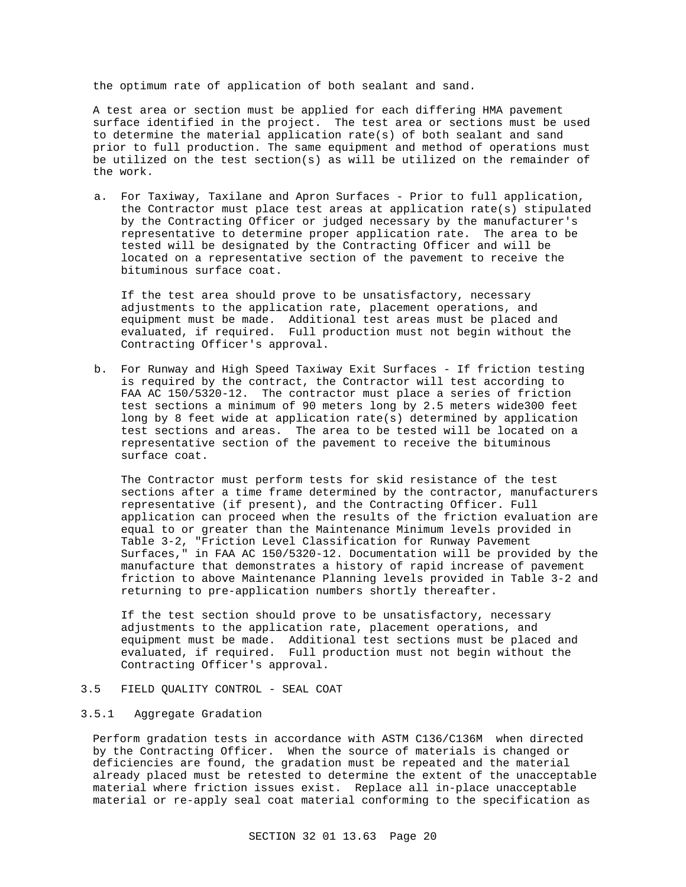the optimum rate of application of both sealant and sand.

A test area or section must be applied for each differing HMA pavement surface identified in the project. The test area or sections must be used to determine the material application rate(s) of both sealant and sand prior to full production. The same equipment and method of operations must be utilized on the test section(s) as will be utilized on the remainder of the work.

a. For Taxiway, Taxilane and Apron Surfaces - Prior to full application, the Contractor must place test areas at application rate(s) stipulated by the Contracting Officer or judged necessary by the manufacturer's representative to determine proper application rate. The area to be tested will be designated by the Contracting Officer and will be located on a representative section of the pavement to receive the bituminous surface coat.

   If the test area should prove to be unsatisfactory, necessary adjustments to the application rate, placement operations, and equipment must be made. Additional test areas must be placed and evaluated, if required. Full production must not begin without the Contracting Officer's approval.

b. For Runway and High Speed Taxiway Exit Surfaces - If friction testing is required by the contract, the Contractor will test according to FAA AC 150/5320-12. The contractor must place a series of friction test sections a minimum of 90 meters long by 2.5 meters wide300 feet long by 8 feet wide at application rate(s) determined by application test sections and areas. The area to be tested will be located on a representative section of the pavement to receive the bituminous surface coat.

   The Contractor must perform tests for skid resistance of the test sections after a time frame determined by the contractor, manufacturers representative (if present), and the Contracting Officer. Full application can proceed when the results of the friction evaluation are equal to or greater than the Maintenance Minimum levels provided in Table 3-2, "Friction Level Classification for Runway Pavement Surfaces," in FAA AC 150/5320-12. Documentation will be provided by the manufacture that demonstrates a history of rapid increase of pavement friction to above Maintenance Planning levels provided in Table 3-2 and returning to pre-application numbers shortly thereafter.

   If the test section should prove to be unsatisfactory, necessary adjustments to the application rate, placement operations, and equipment must be made. Additional test sections must be placed and evaluated, if required. Full production must not begin without the Contracting Officer's approval.

## 3.5 FIELD QUALITY CONTROL - SEAL COAT

### 3.5.1 Aggregate Gradation

Perform gradation tests in accordance with ASTM C136/C136M when directed by the Contracting Officer. When the source of materials is changed or deficiencies are found, the gradation must be repeated and the material already placed must be retested to determine the extent of the unacceptable material where friction issues exist. Replace all in-place unacceptable material or re-apply seal coat material conforming to the specification as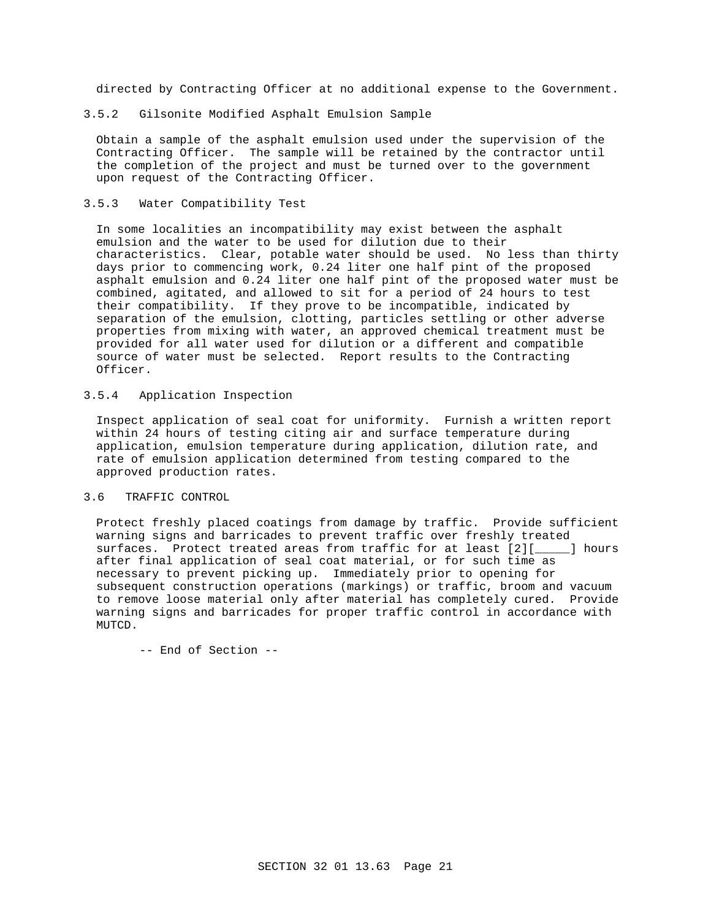directed by Contracting Officer at no additional expense to the Government.

### 3.5.2 Gilsonite Modified Asphalt Emulsion Sample

Obtain a sample of the asphalt emulsion used under the supervision of the Contracting Officer. The sample will be retained by the contractor until the completion of the project and must be turned over to the government upon request of the Contracting Officer.

### 3.5.3 Water Compatibility Test

In some localities an incompatibility may exist between the asphalt emulsion and the water to be used for dilution due to their characteristics. Clear, potable water should be used. No less than thirty days prior to commencing work, 0.24 liter one half pint of the proposed asphalt emulsion and 0.24 liter one half pint of the proposed water must be combined, agitated, and allowed to sit for a period of 24 hours to test their compatibility. If they prove to be incompatible, indicated by separation of the emulsion, clotting, particles settling or other adverse properties from mixing with water, an approved chemical treatment must be provided for all water used for dilution or a different and compatible source of water must be selected. Report results to the Contracting Officer.

### 3.5.4 Application Inspection

Inspect application of seal coat for uniformity. Furnish a written report within 24 hours of testing citing air and surface temperature during application, emulsion temperature during application, dilution rate, and rate of emulsion application determined from testing compared to the approved production rates.

## 3.6 TRAFFIC CONTROL

Protect freshly placed coatings from damage by traffic. Provide sufficient warning signs and barricades to prevent traffic over freshly treated surfaces. Protect treated areas from traffic for at least [2][_____] hours after final application of seal coat material, or for such time as necessary to prevent picking up. Immediately prior to opening for subsequent construction operations (markings) or traffic, broom and vacuum to remove loose material only after material has completely cured. Provide warning signs and barricades for proper traffic control in accordance with MUTCD.

-- End of Section --